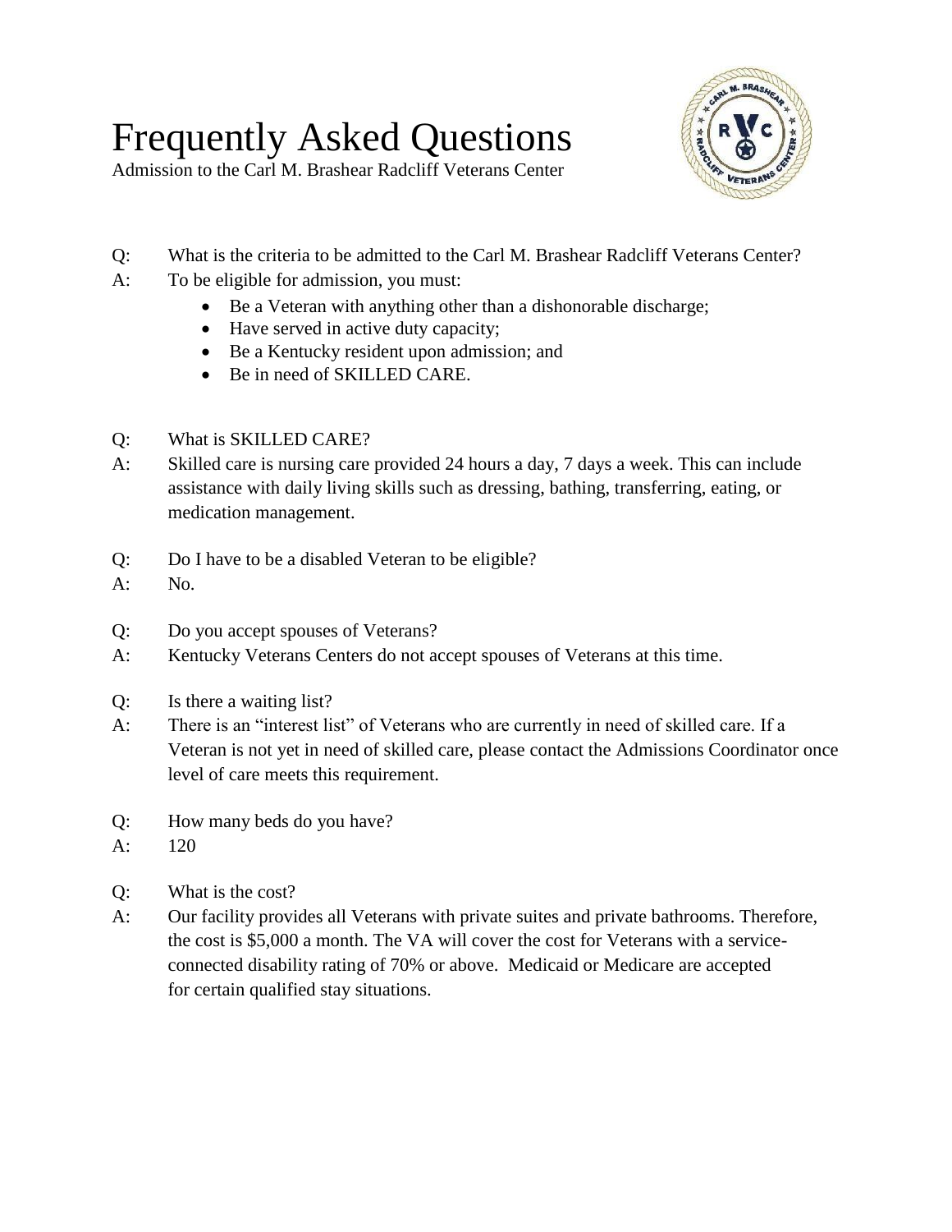# Frequently Asked Questions

Admission to the Carl M. Brashear Radcliff Veterans Center

Q: What is the criteria to be admitted to the Carl M. Brashear Radcliff Veterans Center?

A: To be eligible for admission, you must:

- Be a Veteran with anything other than a dishonorable discharge;
- Have served in active duty capacity;
- Be a Kentucky resident upon admission; and
- Be in need of SKILLED CARE.

Q: What is SKILLED CARE?

A: Skilled care is nursing care provided 24 hours a day, 7 days a week. This can include assistance with daily living skills such as dressing, bathing, transferring, eating, or medication management.

Q: Do I have to be a disabled Veteran to be eligible?

A: No.

Q: Do you accept spouses of Veterans?

A: Kentucky Veterans Centers do not accept spouses of Veterans at this time.

Q: Is there a waiting list?

A: There is an "interest list" of Veterans who are currently in need of skilled care. If a Veteran is not yet in need of skilled care, please contact the Admissions Coordinator once level of care meets this requirement.

Q: How many beds do you have?

A: 120

Q: What is the cost?

A: Our facility provides all Veterans with private suites and private bathrooms. Therefore, the cost is $5,000 a month. The VA will cover the cost for Veterans with a service-connected disability rating of 70% or above. Medicaid or Medicare are accepted for certain qualified stay situations.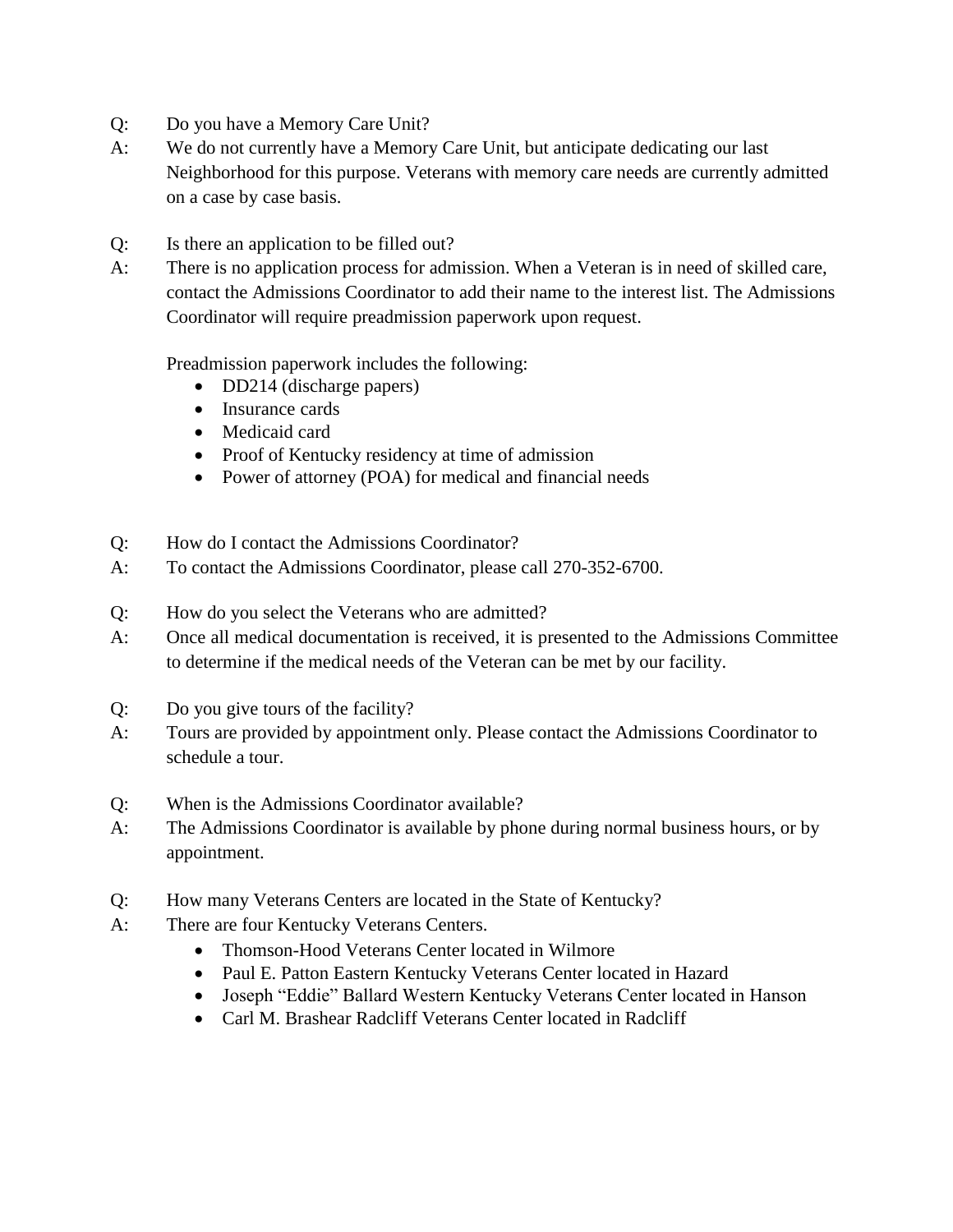Q: Do you have a Memory Care Unit?

A: We do not currently have a Memory Care Unit, but anticipate dedicating our last Neighborhood for this purpose. Veterans with memory care needs are currently admitted on a case by case basis.

Q: Is there an application to be filled out?

A: There is no application process for admission. When a Veteran is in need of skilled care, contact the Admissions Coordinator to add their name to the interest list. The Admissions Coordinator will require preadmission paperwork upon request.

Preadmission paperwork includes the following:

- DD214 (discharge papers)
- Insurance cards
- Medicaid card
- Proof of Kentucky residency at time of admission
- Power of attorney (POA) for medical and financial needs

Q: How do I contact the Admissions Coordinator?

A: To contact the Admissions Coordinator, please call 270-352-6700.

Q: How do you select the Veterans who are admitted?

A: Once all medical documentation is received, it is presented to the Admissions Committee to determine if the medical needs of the Veteran can be met by our facility.

Q: Do you give tours of the facility?

A: Tours are provided by appointment only. Please contact the Admissions Coordinator to schedule a tour.

Q: When is the Admissions Coordinator available?

A: The Admissions Coordinator is available by phone during normal business hours, or by appointment.

Q: How many Veterans Centers are located in the State of Kentucky?

A: There are four Kentucky Veterans Centers.

- Thomson-Hood Veterans Center located in Wilmore
- Paul E. Patton Eastern Kentucky Veterans Center located in Hazard
- Joseph "Eddie" Ballard Western Kentucky Veterans Center located in Hanson
- Carl M. Brashear Radcliff Veterans Center located in Radcliff